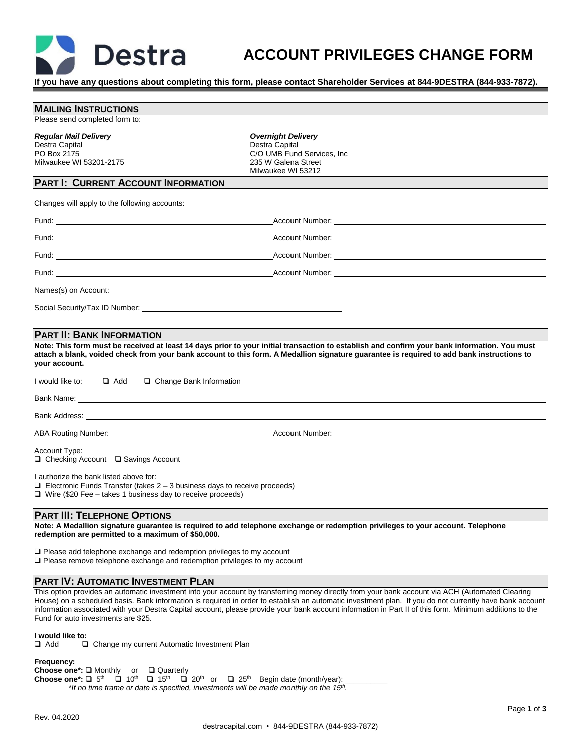# Destra

# ACCOUNT PRIVILEGES CHANGE FORM

**If you have any questions about completing this form, please contact Shareholder Services at 844-9DESTRA (844-933-7872).**

## MAILING INSTRUCTIONS

Please send completed form to:

***Regular Mail Delivery***
Destra Capital
PO Box 2175
Milwaukee WI 53201-2175

***Overnight Delivery***
Destra Capital
C/O UMB Fund Services, Inc
235 W Galena Street
Milwaukee WI 53212

## PART I: CURRENT ACCOUNT INFORMATION

Changes will apply to the following accounts:

Fund: ______________________ Account Number: ______________________

Fund: ______________________ Account Number: ______________________

Fund: ______________________ Account Number: ______________________

Fund: ______________________ Account Number: ______________________

Names(s) on Account: ______________________

Social Security/Tax ID Number: ______________________

## PART II: BANK INFORMATION

**Note: This form must be received at least 14 days prior to your initial transaction to establish and confirm your bank information. You must attach a blank, voided check from your bank account to this form. A Medallion signature guarantee is required to add bank instructions to your account.**

I would like to: ❑ Add ❑ Change Bank Information

Bank Name: ______________________

Bank Address: ______________________

ABA Routing Number: ______________________ Account Number: ______________________

Account Type:
❑ Checking Account ❑ Savings Account

I authorize the bank listed above for:
❑ Electronic Funds Transfer (takes 2 – 3 business days to receive proceeds)
❑ Wire ($20 Fee – takes 1 business day to receive proceeds)

## PART III: TELEPHONE OPTIONS

**Note: A Medallion signature guarantee is required to add telephone exchange or redemption privileges to your account. Telephone redemption are permitted to a maximum of $50,000.**

❑ Please add telephone exchange and redemption privileges to my account
❑ Please remove telephone exchange and redemption privileges to my account

## PART IV: AUTOMATIC INVESTMENT PLAN

This option provides an automatic investment into your account by transferring money directly from your bank account via ACH (Automated Clearing House) on a scheduled basis. Bank information is required in order to establish an automatic investment plan. If you do not currently have bank account information associated with your Destra Capital account, please provide your bank account information in Part II of this form. Minimum additions to the Fund for auto investments are $25.

**I would like to:**
❑ Add ❑ Change my current Automatic Investment Plan

**Frequency:**
**Choose one\*:** ❑ Monthly or ❑ Quarterly
**Choose one\*:** ❑ 5th ❑ 10th ❑ 15th ❑ 20th or ❑ 25th Begin date (month/year): __________

*\*If no time frame or date is specified, investments will be made monthly on the 15th.*

Rev. 04.2020

destracapital.com • 844-9DESTRA (844-933-7872)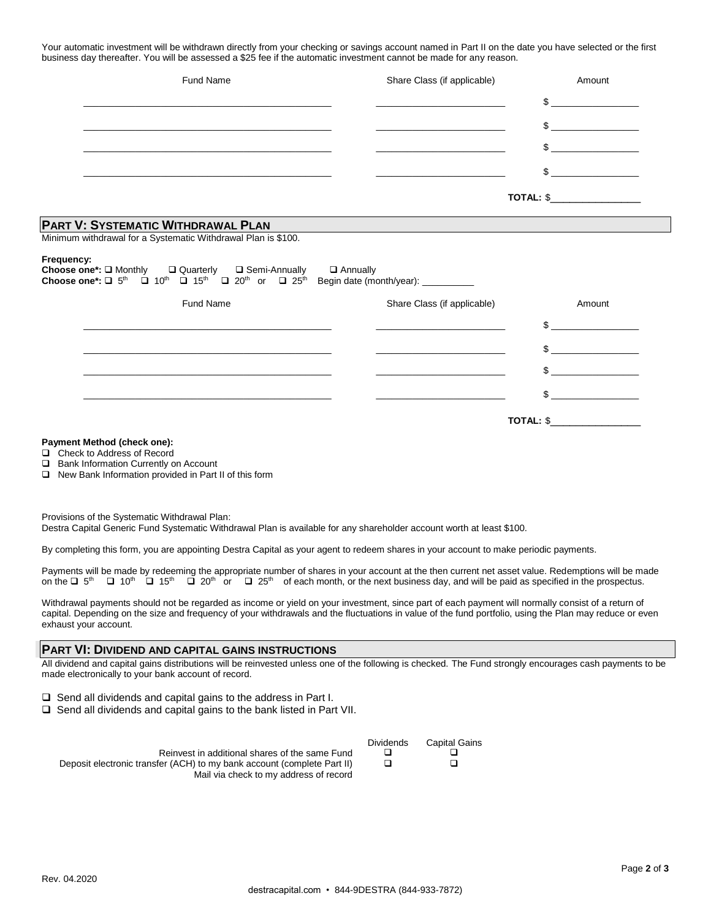Your automatic investment will be withdrawn directly from your checking or savings account named in Part II on the date you have selected or the first business day thereafter. You will be assessed a $25 fee if the automatic investment cannot be made for any reason.

| Fund Name | Share Class (if applicable) | Amount |
|---|---|---|
| ____________________ | ____________________ | $ __________ |
| ____________________ | ____________________ | $ __________ |
| ____________________ | ____________________ | $ __________ |
| ____________________ | ____________________ | $ __________ |
| | | **TOTAL:** $__________ |

## PART V: SYSTEMATIC WITHDRAWAL PLAN

Minimum withdrawal for a Systematic Withdrawal Plan is $100.

**Frequency:**
**Choose one*:** ❑ Monthly ❑ Quarterly ❑ Semi-Annually ❑ Annually
**Choose one*:** ❑ 5th ❑ 10th ❑ 15th ❑ 20th or ❑ 25th Begin date (month/year): __________

| Fund Name | Share Class (if applicable) | Amount |
|---|---|---|
| ____________________ | ____________________ | $ __________ |
| ____________________ | ____________________ | $ __________ |
| ____________________ | ____________________ | $ __________ |
| ____________________ | ____________________ | $ __________ |
| | | **TOTAL:** $__________ |

**Payment Method (check one):**

- ❑ Check to Address of Record
- ❑ Bank Information Currently on Account
- ❑ New Bank Information provided in Part II of this form

Provisions of the Systematic Withdrawal Plan:
Destra Capital Generic Fund Systematic Withdrawal Plan is available for any shareholder account worth at least $100.

By completing this form, you are appointing Destra Capital as your agent to redeem shares in your account to make periodic payments.

Payments will be made by redeeming the appropriate number of shares in your account at the then current net asset value. Redemptions will be made on the ❑ 5th ❑ 10th ❑ 15th ❑ 20th or ❑ 25th of each month, or the next business day, and will be paid as specified in the prospectus.

Withdrawal payments should not be regarded as income or yield on your investment, since part of each payment will normally consist of a return of capital. Depending on the size and frequency of your withdrawals and the fluctuations in value of the fund portfolio, using the Plan may reduce or even exhaust your account.

## PART VI: DIVIDEND AND CAPITAL GAINS INSTRUCTIONS

All dividend and capital gains distributions will be reinvested unless one of the following is checked. The Fund strongly encourages cash payments to be made electronically to your bank account of record.

- ❑ Send all dividends and capital gains to the address in Part I.
- ❑ Send all dividends and capital gains to the bank listed in Part VII.

| | Dividends | Capital Gains |
|---|---|---|
| Reinvest in additional shares of the same Fund | ❑ | ❑ |
| Deposit electronic transfer (ACH) to my bank account (complete Part II) | ❑ | ❑ |
| Mail via check to my address of record | | |

Rev. 04.2020

destracapital.com • 844-9DESTRA (844-933-7872)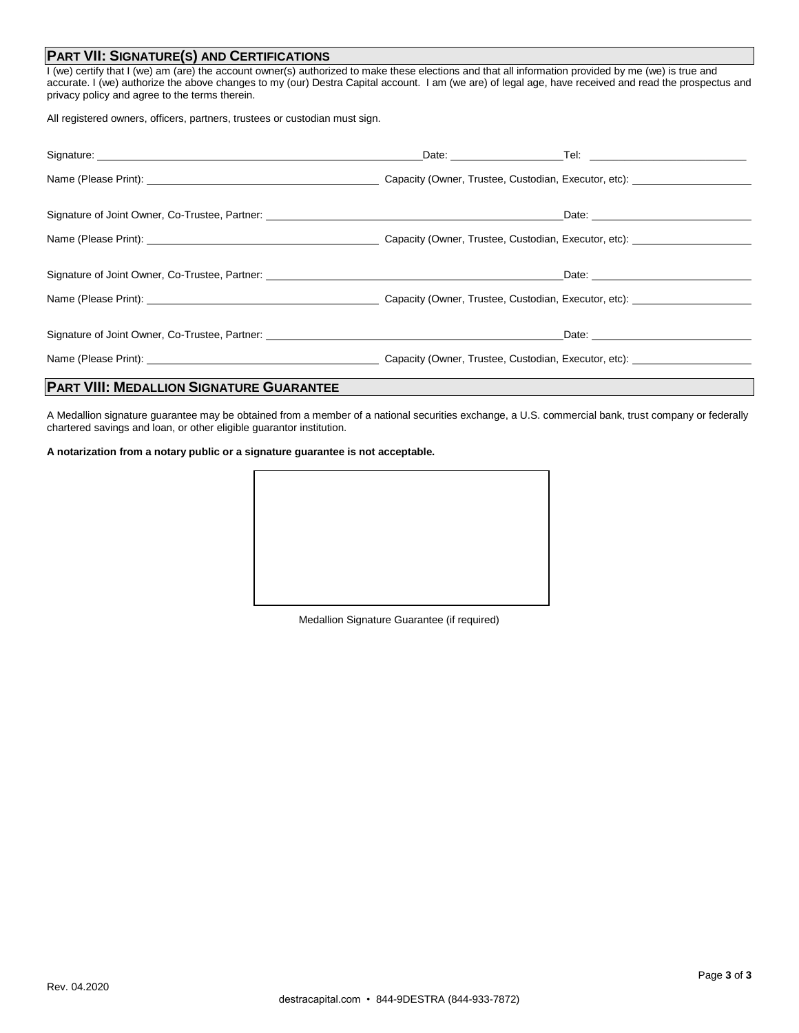## PART VII: SIGNATURE(S) AND CERTIFICATIONS

I (we) certify that I (we) am (are) the account owner(s) authorized to make these elections and that all information provided by me (we) is true and accurate. I (we) authorize the above changes to my (our) Destra Capital account. I am (we are) of legal age, have received and read the prospectus and privacy policy and agree to the terms therein.

All registered owners, officers, partners, trustees or custodian must sign.

Signature: ______________________________ Date: ______________ Tel: ______________________

Name (Please Print): ______________________________ Capacity (Owner, Trustee, Custodian, Executor, etc): ______________

Signature of Joint Owner, Co-Trustee, Partner: ______________________________ Date: ______________________

Name (Please Print): ______________________________ Capacity (Owner, Trustee, Custodian, Executor, etc): ______________

Signature of Joint Owner, Co-Trustee, Partner: ______________________________ Date: ______________________

Name (Please Print): ______________________________ Capacity (Owner, Trustee, Custodian, Executor, etc): ______________

Signature of Joint Owner, Co-Trustee, Partner: ______________________________ Date: ______________________

Name (Please Print): ______________________________ Capacity (Owner, Trustee, Custodian, Executor, etc): ______________

## PART VIII: MEDALLION SIGNATURE GUARANTEE

A Medallion signature guarantee may be obtained from a member of a national securities exchange, a U.S. commercial bank, trust company or federally chartered savings and loan, or other eligible guarantor institution.

**A notarization from a notary public or a signature guarantee is not acceptable.**

Medallion Signature Guarantee (if required)

Rev. 04.2020

destracapital.com • 844-9DESTRA (844-933-7872)